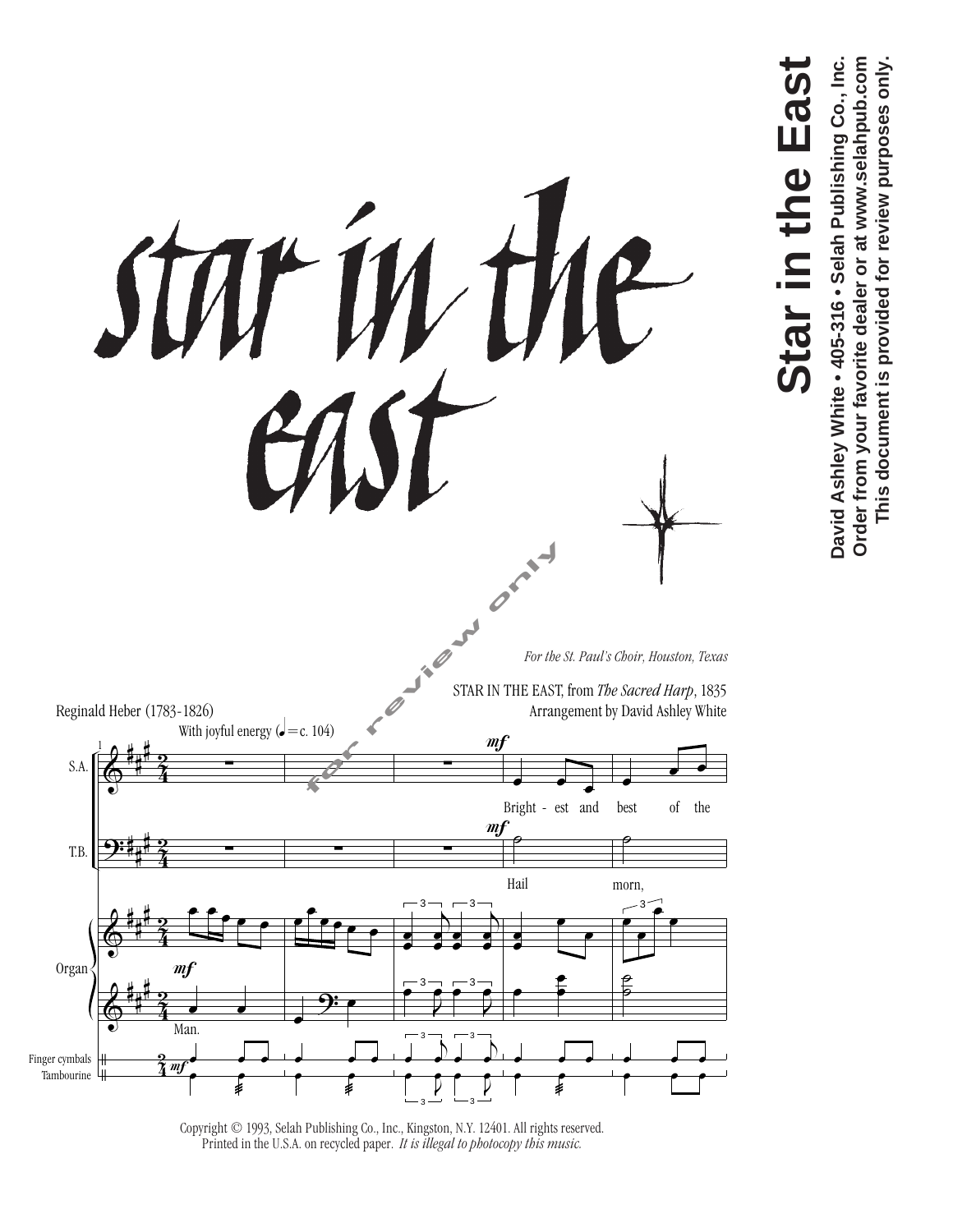# Star in the East

*For the St. Paul's Choir, Houston, Texas*

Reginald Heber (1783-1826)

STAR IN THE EAST, from *The Sacred Harp*, 1835
Arrangement by David Ashley White

With joyful energy (♩ = c. 104)

S.A.: Bright - est and best of the

T.B.: Hail morn,

Organ — Man.

Finger cymbals / Tambourine

Copyright © 1993, Selah Publishing Co., Inc., Kingston, N.Y. 12401. All rights reserved.
Printed in the U.S.A. on recycled paper. *It is illegal to photocopy this music.*

**Star in the East**
David Ashley White • 405-316 • Selah Publishing Co., Inc.
Order from your favorite dealer or at www.selahpub.com
This document is provided for review purposes only.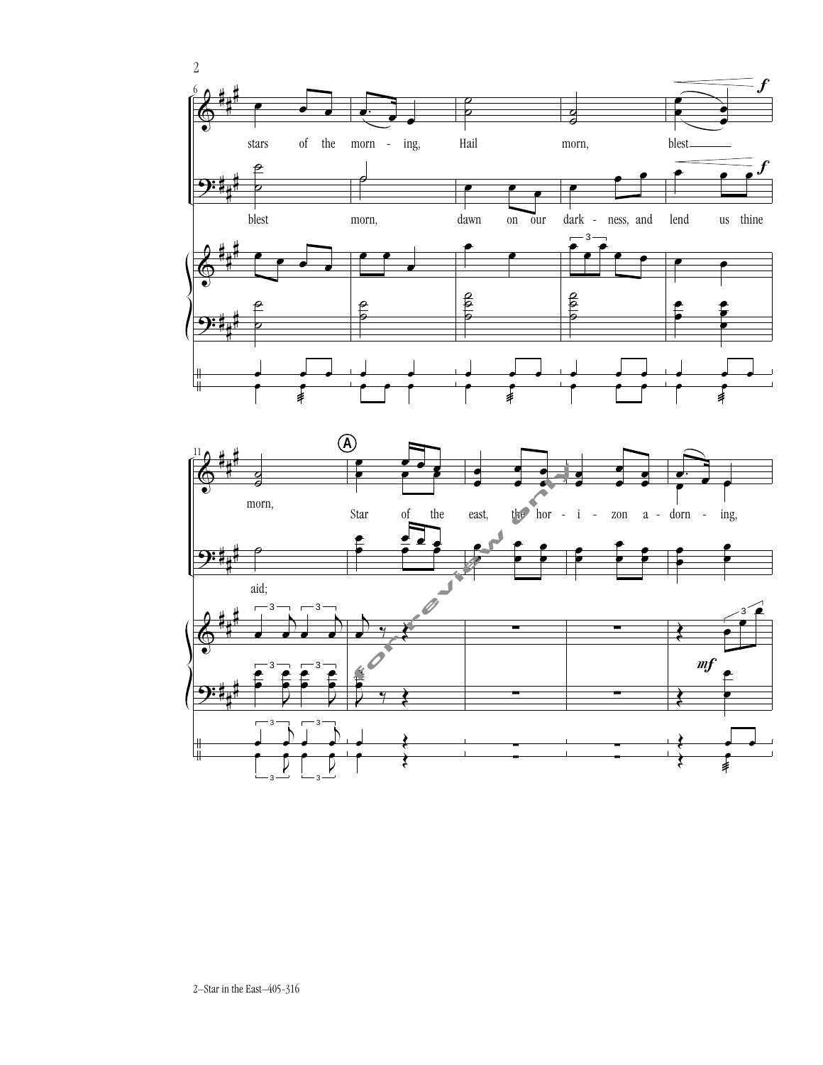stars of the morn - ing, Hail morn, blest morn,

blest morn, dawn on our dark - ness, and lend us thine aid;

Star of the east, the hor - i - zon a - dorn - ing,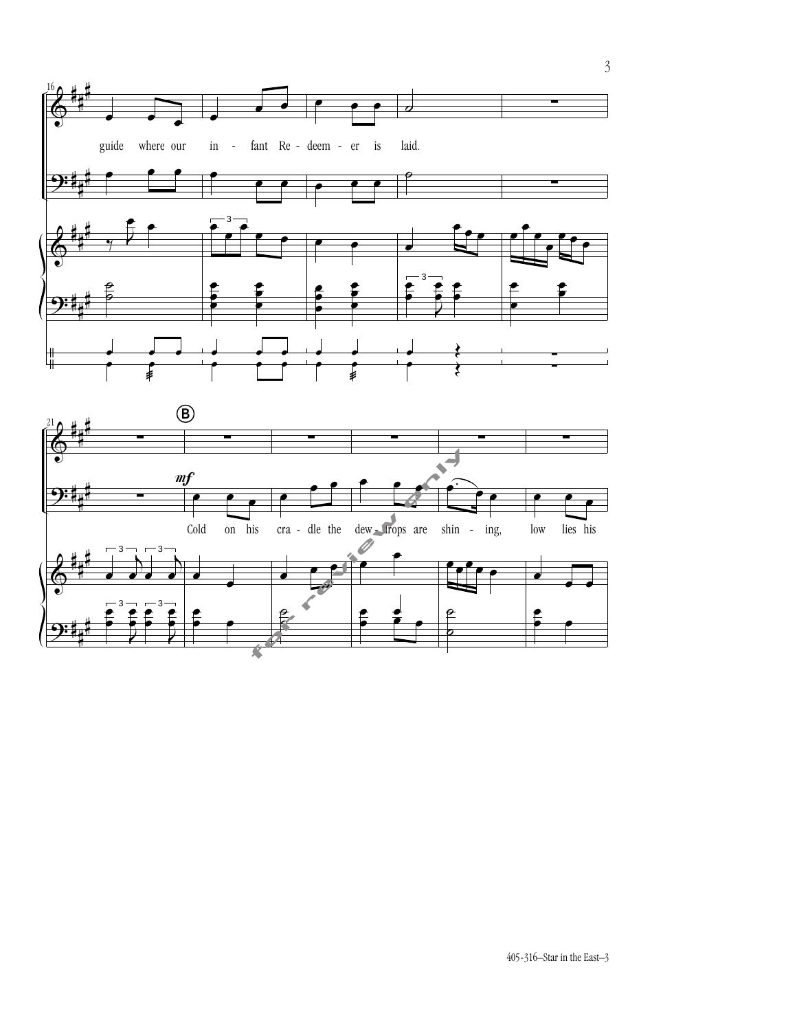16

guide where our in - fant Re - deem - er is laid.

21

B

*mf*

Cold on his cra - dle the dew - drops are shin - ing, low lies his

for review only

405-316–Star in the East–3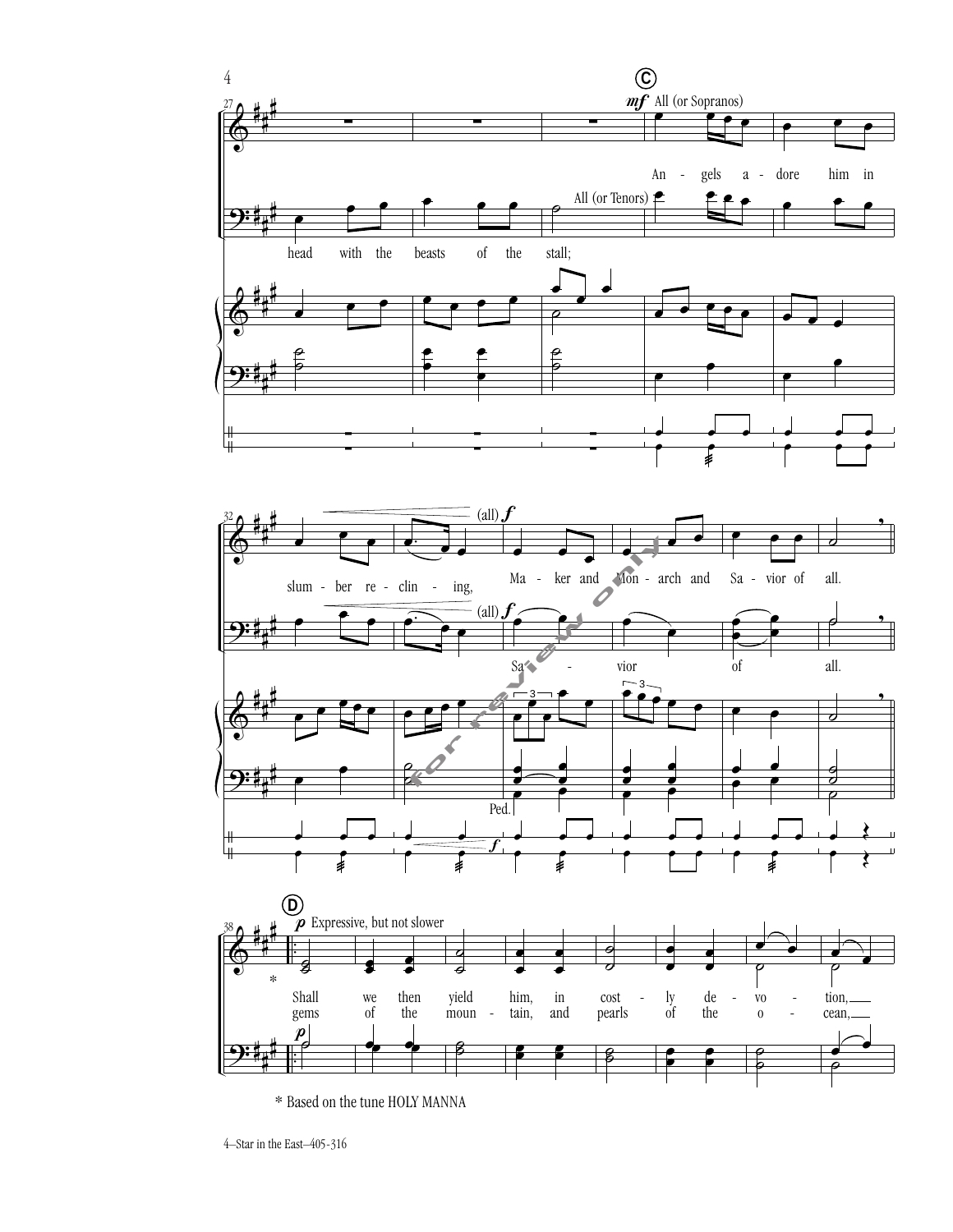**C**

*mf* All (or Sopranos)

Angels adore him in slumber reclining,

All (or Tenors)

head with the beasts of the stall;

(all) *f*

Maker and Monarch and Savior of all.

Savior of all.

Ped.

**D**

*p* Expressive, but not slower

Shall we then yield him, in costly devotion,
gems of the mountain, and pearls of the ocean,

* Based on the tune HOLY MANNA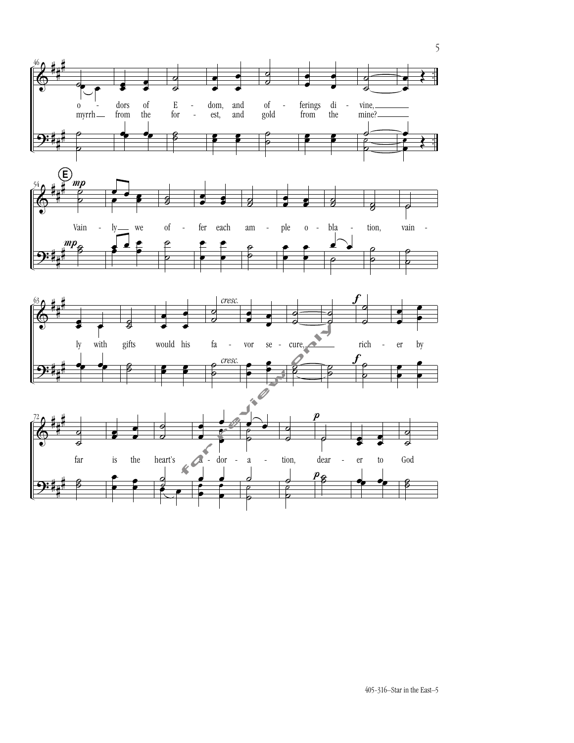46

o - dors of E - dom, and of - ferings di - vine,
myrrh from the for - est, and gold from the mine?

**E**

54 *mp*

Vain - ly we of - fer each am - ple o - bla - tion, vain -

63 *cresc.* *f*

ly with gifts would his fa - vor se - cure, rich - er by

72 *p*

far is the heart's a - dor - a - tion, dear - er to God

405-316–Star in the East–5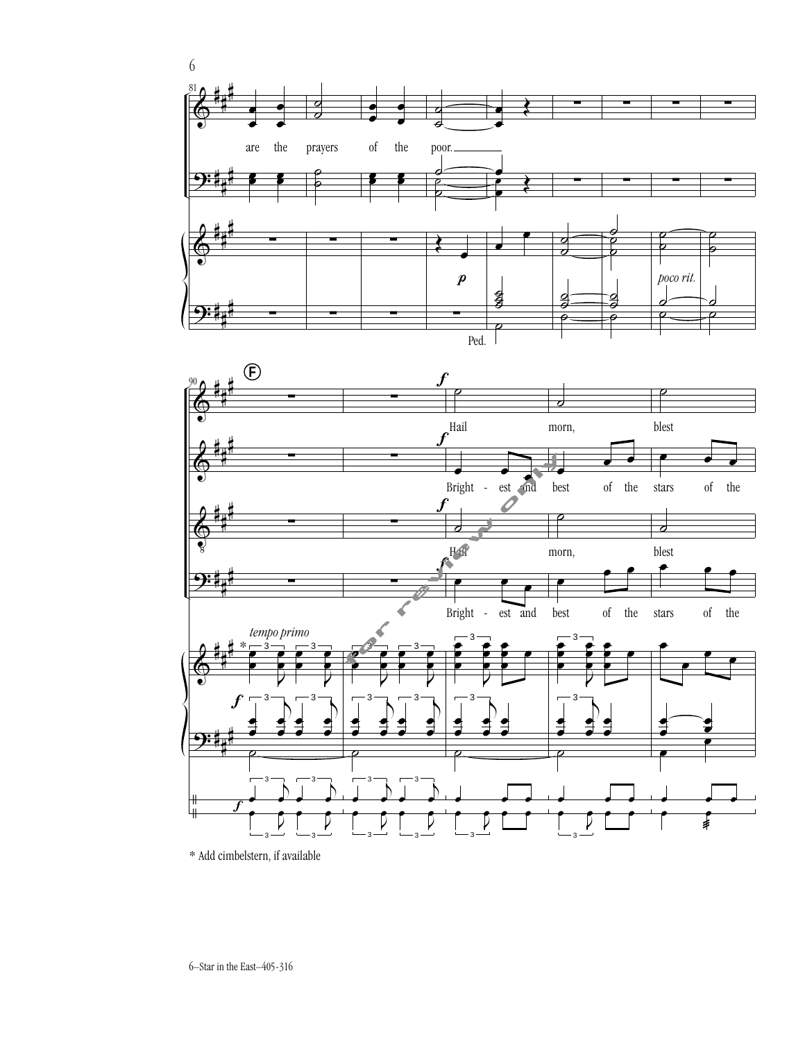are the prayers of the poor.

*p*

Ped.

*poco rit.*

F

*tempo primo*

*f*

Hail morn, blest

Bright - est and best of the stars of the

Hail morn, blest

Bright - est and best of the stars of the

\* Add cimbelstern, if available

6–Star in the East–405-316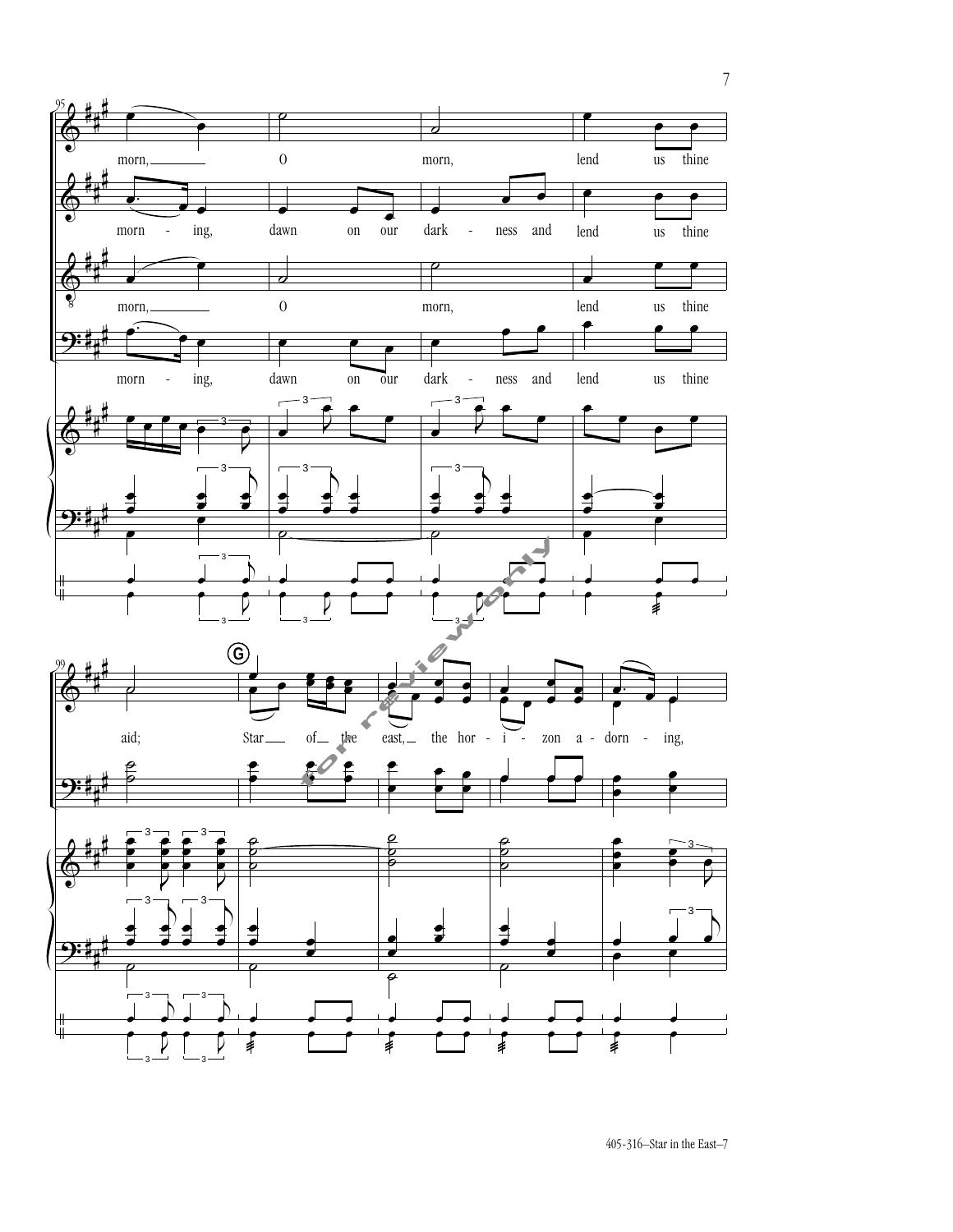95

morn, O morn, lend us thine

morn - ing, dawn on our dark - ness and lend us thine

morn, O morn, lend us thine

morn - ing, dawn on our dark - ness and lend us thine

99

**G**

aid; Star of the east, the hor - i - zon a - dorn - ing,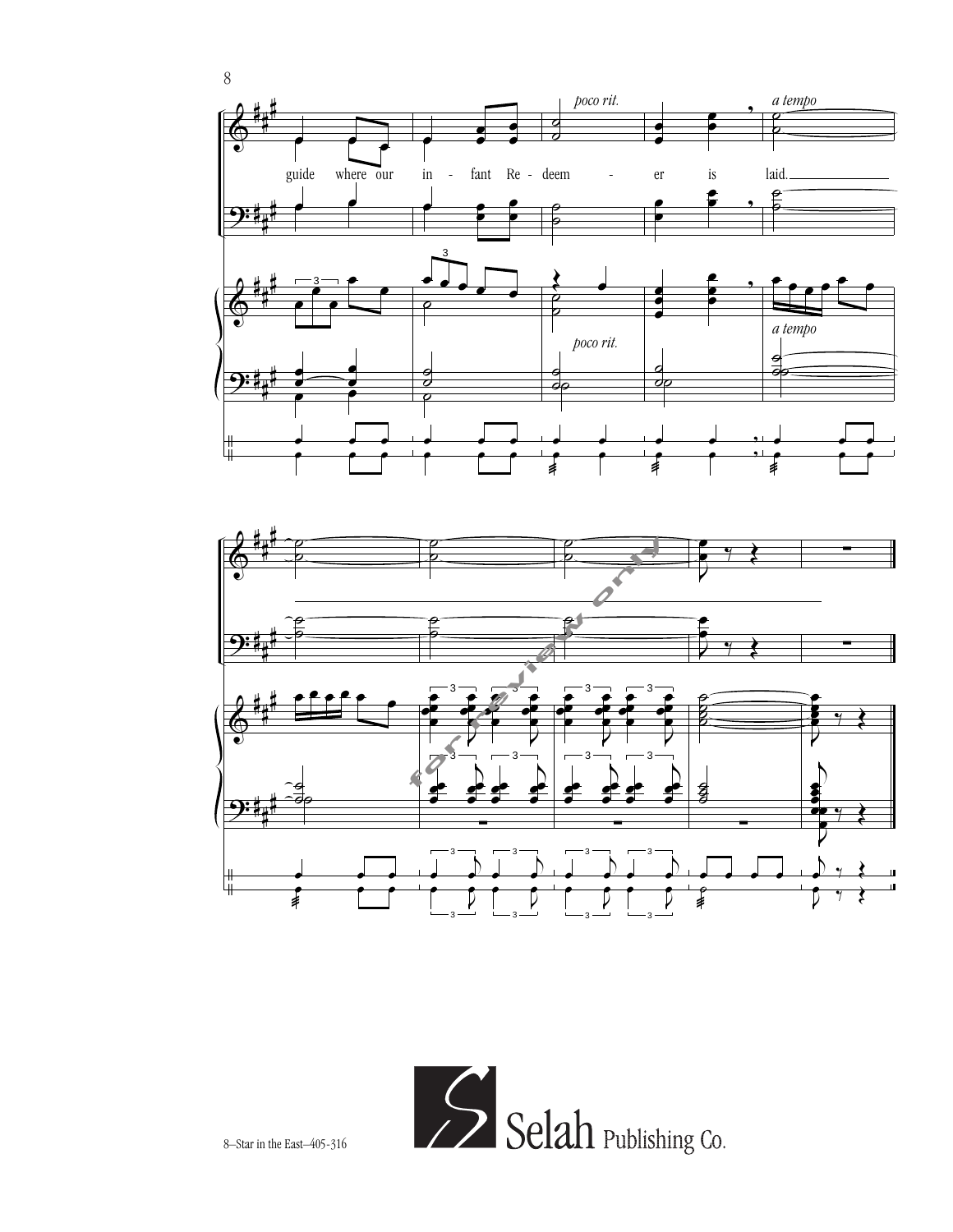*poco rit.* *a tempo*

guide where our in - fant Re - deem - er is laid.

*poco rit.* *a tempo*

*for review only*

8–Star in the East–405-316

Selah Publishing Co.